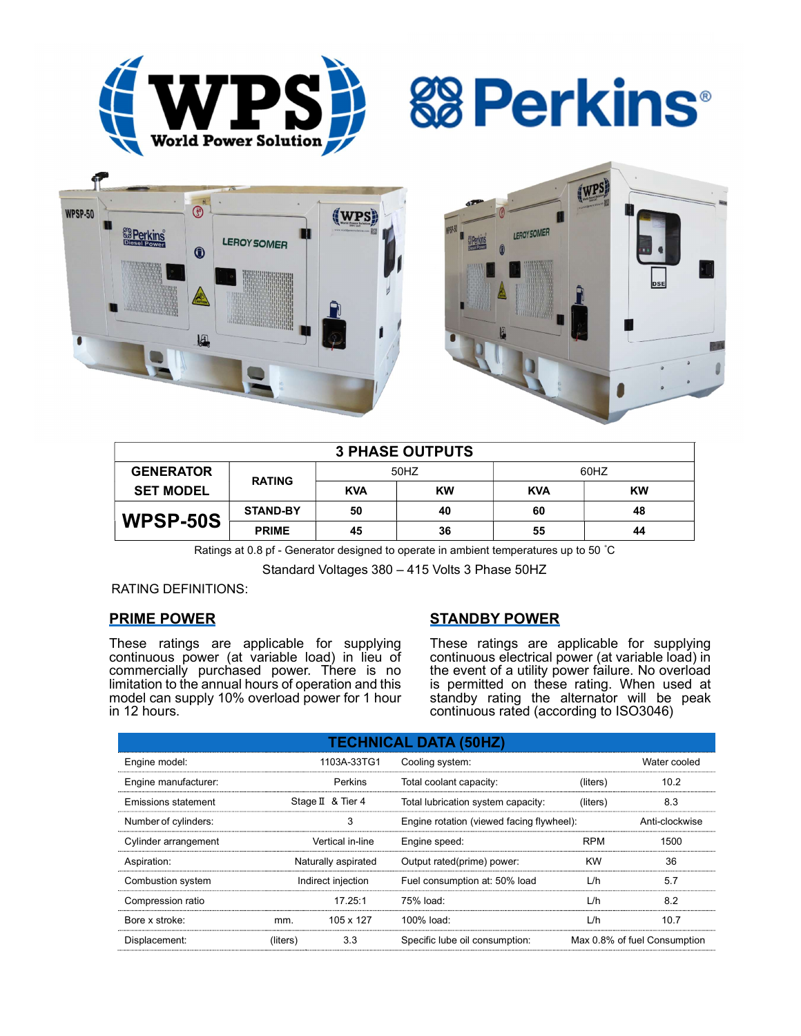| 3 PHASE OUTPUTS | | | | | |
|---|---|---|---|---|---|
| GENERATOR SET MODEL | RATING | 50HZ | | 60HZ | |
| | | KVA | KW | KVA | KW |
| WPSP-50S | STAND-BY | 50 | 40 | 60 | 48 |
| | PRIME | 45 | 36 | 55 | 44 |

Ratings at 0.8 pf - Generator designed to operate in ambient temperatures up to 50 ˚C

Standard Voltages 380 – 415 Volts 3 Phase 50HZ

RATING DEFINITIONS:

## PRIME POWER

These ratings are applicable for supplying continuous power (at variable load) in lieu of commercially purchased power. There is no limitation to the annual hours of operation and this model can supply 10% overload power for 1 hour in 12 hours.

## STANDBY POWER

These ratings are applicable for supplying continuous electrical power (at variable load) in the event of a utility power failure. No overload is permitted on these rating. When used at standby rating the alternator will be peak continuous rated (according to ISO3046)

| TECHNICAL DATA (50HZ) | | | | | |
|---|---|---|---|---|---|
| Engine model: | | 1103A-33TG1 | Cooling system: | | Water cooled |
| Engine manufacturer: | | Perkins | Total coolant capacity: | (liters) | 10.2 |
| Emissions statement | | Stage Ⅱ & Tier 4 | Total lubrication system capacity: | (liters) | 8.3 |
| Number of cylinders: | | 3 | Engine rotation (viewed facing flywheel): | | Anti-clockwise |
| Cylinder arrangement | | Vertical in-line | Engine speed: | RPM | 1500 |
| Aspiration: | | Naturally aspirated | Output rated(prime) power: | KW | 36 |
| Combustion system | | Indirect injection | Fuel consumption at: 50% load | L/h | 5.7 |
| Compression ratio | | 17.25:1 | 75% load: | L/h | 8.2 |
| Bore x stroke: | mm. | 105 x 127 | 100% load: | L/h | 10.7 |
| Displacement: | (liters) | 3.3 | Specific lube oil consumption: | | Max 0.8% of fuel Consumption |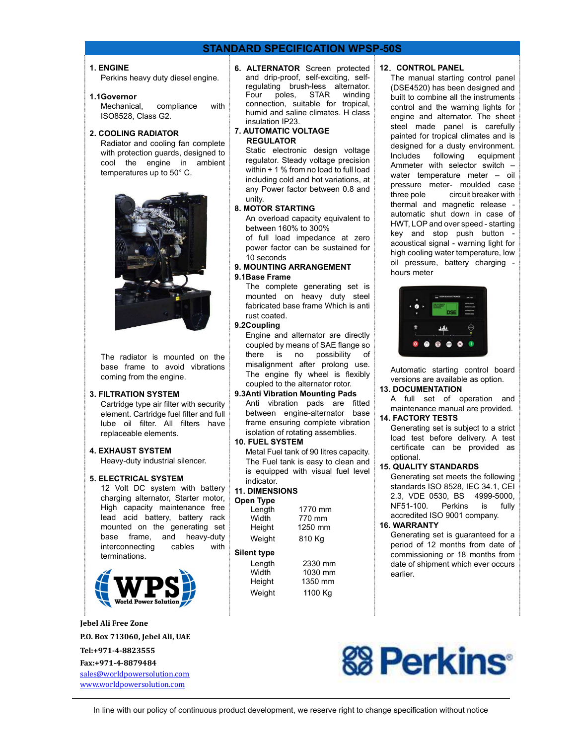# STANDARD SPECIFICATION WPSP-50S

### 1. ENGINE

Perkins heavy duty diesel engine.

#### 1.1Governor

Mechanical, compliance with ISO8528, Class G2.

### 2. COOLING RADIATOR

Radiator and cooling fan complete with protection guards, designed to cool the engine in ambient temperatures up to 50° C.

The radiator is mounted on the base frame to avoid vibrations coming from the engine.

### 3. FILTRATION SYSTEM

Cartridge type air filter with security element. Cartridge fuel filter and full lube oil filter. All filters have replaceable elements.

### 4. EXHAUST SYSTEM

Heavy-duty industrial silencer.

### 5. ELECTRICAL SYSTEM

12 Volt DC system with battery charging alternator, Starter motor, High capacity maintenance free lead acid battery, battery rack mounted on the generating set base frame, and heavy-duty interconnecting cables with terminations.

### 6. ALTERNATOR

Screen protected and drip-proof, self-exciting, self-regulating brush-less alternator. Four poles, STAR winding connection, suitable for tropical, humid and saline climates. H class insulation IP23.

### 7. AUTOMATIC VOLTAGE REGULATOR

Static electronic design voltage regulator. Steady voltage precision within + 1 % from no load to full load including cold and hot variations, at any Power factor between 0.8 and unity.

### 8. MOTOR STARTING

An overload capacity equivalent to between 160% to 300% of full load impedance at zero power factor can be sustained for 10 seconds

### 9. MOUNTING ARRANGEMENT

#### 9.1Base Frame

The complete generating set is mounted on heavy duty steel fabricated base frame Which is anti rust coated.

#### 9.2Coupling

Engine and alternator are directly coupled by means of SAE flange so there is no possibility of misalignment after prolong use. The engine fly wheel is flexibly coupled to the alternator rotor.

#### 9.3Anti Vibration Mounting Pads

Anti vibration pads are fitted between engine-alternator base frame ensuring complete vibration isolation of rotating assemblies.

### 10. FUEL SYSTEM

Metal Fuel tank of 90 litres capacity. The Fuel tank is easy to clean and is equipped with visual fuel level indicator.

### 11. DIMENSIONS

**Open Type**

| | |
|---|---|
| Length | 1770 mm |
| Width | 770 mm |
| Height | 1250 mm |
| Weight | 810 Kg |

**Silent type**

| | |
|---|---|
| Length | 2330 mm |
| Width | 1030 mm |
| Height | 1350 mm |
| Weight | 1100 Kg |

### 12. CONTROL PANEL

The manual starting control panel (DSE4520) has been designed and built to combine all the instruments control and the warning lights for engine and alternator. The sheet steel made panel is carefully painted for tropical climates and is designed for a dusty environment. Includes following equipment Ammeter with selector switch – water temperature meter – oil pressure meter- moulded case three pole circuit breaker with thermal and magnetic release - automatic shut down in case of HWT, LOP and over speed - starting key and stop push button - acoustical signal - warning light for high cooling water temperature, low oil pressure, battery charging - hours meter

Automatic starting control board versions are available as option.

### 13. DOCUMENTATION

A full set of operation and maintenance manual are provided.

### 14. FACTORY TESTS

Generating set is subject to a strict load test before delivery. A test certificate can be provided as optional.

### 15. QUALITY STANDARDS

Generating set meets the following standards ISO 8528, IEC 34.1, CEI 2.3, VDE 0530, BS 4999-5000, NF51-100. Perkins is fully accredited ISO 9001 company.

### 16. WARRANTY

Generating set is guaranteed for a period of 12 months from date of commissioning or 18 months from date of shipment which ever occurs earlier.

WPS World Power Solution

**Jebel Ali Free Zone**
**P.O. Box 713060, Jebel Ali, UAE**
**Tel:+971-4-8823555**
**Fax:+971-4-8879484**
sales@worldpowersolution.com
www.worldpowersolution.com

Perkins®

In line with our policy of continuous product development, we reserve right to change specification without notice